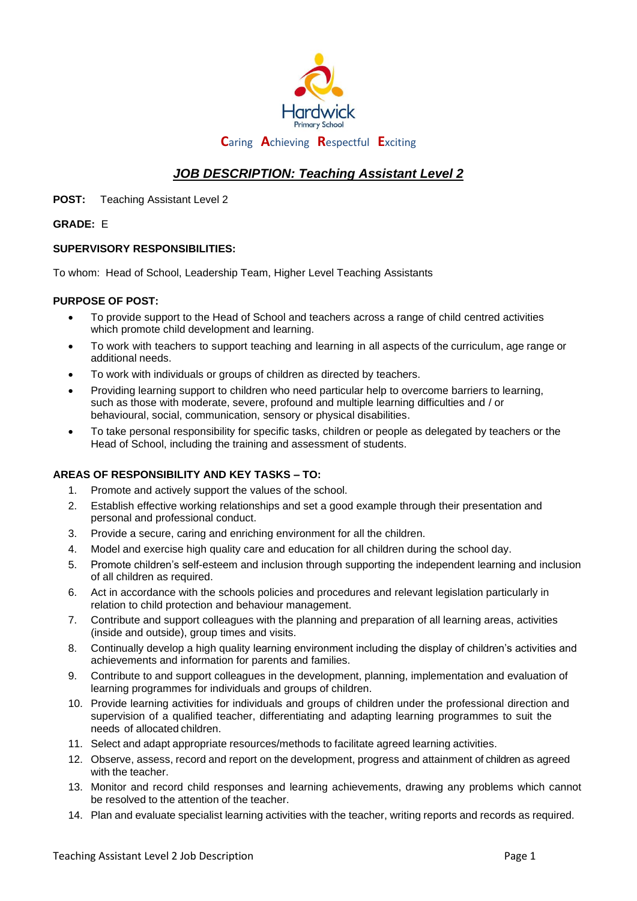Hardwick
Primary School

**C**aring **A**chieving **R**espectful **E**xciting

# ***JOB DESCRIPTION: Teaching Assistant Level 2***

**POST:** Teaching Assistant Level 2

**GRADE:** E

**SUPERVISORY RESPONSIBILITIES:**

To whom: Head of School, Leadership Team, Higher Level Teaching Assistants

**PURPOSE OF POST:**

- To provide support to the Head of School and teachers across a range of child centred activities which promote child development and learning.
- To work with teachers to support teaching and learning in all aspects of the curriculum, age range or additional needs.
- To work with individuals or groups of children as directed by teachers.
- Providing learning support to children who need particular help to overcome barriers to learning, such as those with moderate, severe, profound and multiple learning difficulties and / or behavioural, social, communication, sensory or physical disabilities.
- To take personal responsibility for specific tasks, children or people as delegated by teachers or the Head of School, including the training and assessment of students.

**AREAS OF RESPONSIBILITY AND KEY TASKS – TO:**

1. Promote and actively support the values of the school.
2. Establish effective working relationships and set a good example through their presentation and personal and professional conduct.
3. Provide a secure, caring and enriching environment for all the children.
4. Model and exercise high quality care and education for all children during the school day.
5. Promote children's self-esteem and inclusion through supporting the independent learning and inclusion of all children as required.
6. Act in accordance with the schools policies and procedures and relevant legislation particularly in relation to child protection and behaviour management.
7. Contribute and support colleagues with the planning and preparation of all learning areas, activities (inside and outside), group times and visits.
8. Continually develop a high quality learning environment including the display of children's activities and achievements and information for parents and families.
9. Contribute to and support colleagues in the development, planning, implementation and evaluation of learning programmes for individuals and groups of children.
10. Provide learning activities for individuals and groups of children under the professional direction and supervision of a qualified teacher, differentiating and adapting learning programmes to suit the needs of allocated children.
11. Select and adapt appropriate resources/methods to facilitate agreed learning activities.
12. Observe, assess, record and report on the development, progress and attainment of children as agreed with the teacher.
13. Monitor and record child responses and learning achievements, drawing any problems which cannot be resolved to the attention of the teacher.
14. Plan and evaluate specialist learning activities with the teacher, writing reports and records as required.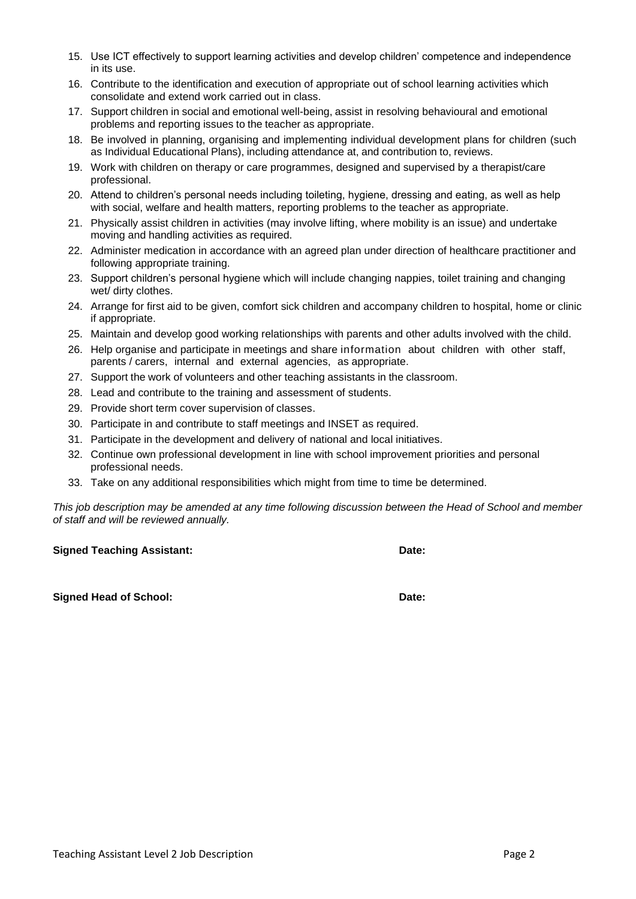15. Use ICT effectively to support learning activities and develop children' competence and independence in its use.
16. Contribute to the identification and execution of appropriate out of school learning activities which consolidate and extend work carried out in class.
17. Support children in social and emotional well-being, assist in resolving behavioural and emotional problems and reporting issues to the teacher as appropriate.
18. Be involved in planning, organising and implementing individual development plans for children (such as Individual Educational Plans), including attendance at, and contribution to, reviews.
19. Work with children on therapy or care programmes, designed and supervised by a therapist/care professional.
20. Attend to children's personal needs including toileting, hygiene, dressing and eating, as well as help with social, welfare and health matters, reporting problems to the teacher as appropriate.
21. Physically assist children in activities (may involve lifting, where mobility is an issue) and undertake moving and handling activities as required.
22. Administer medication in accordance with an agreed plan under direction of healthcare practitioner and following appropriate training.
23. Support children's personal hygiene which will include changing nappies, toilet training and changing wet/ dirty clothes.
24. Arrange for first aid to be given, comfort sick children and accompany children to hospital, home or clinic if appropriate.
25. Maintain and develop good working relationships with parents and other adults involved with the child.
26. Help organise and participate in meetings and share information about children with other staff, parents / carers, internal and external agencies, as appropriate.
27. Support the work of volunteers and other teaching assistants in the classroom.
28. Lead and contribute to the training and assessment of students.
29. Provide short term cover supervision of classes.
30. Participate in and contribute to staff meetings and INSET as required.
31. Participate in the development and delivery of national and local initiatives.
32. Continue own professional development in line with school improvement priorities and personal professional needs.
33. Take on any additional responsibilities which might from time to time be determined.

*This job description may be amended at any time following discussion between the Head of School and member of staff and will be reviewed annually.*

**Signed Teaching Assistant:** **Date:**

**Signed Head of School:** **Date:**